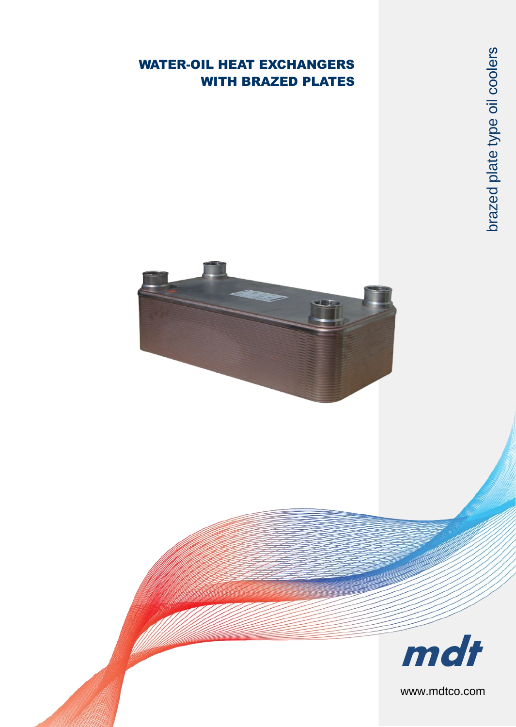# WATER-OIL HEAT EXCHANGERS WITH BRAZED PLATES

brazed plate type oil coolers

mdt

www.mdtco.com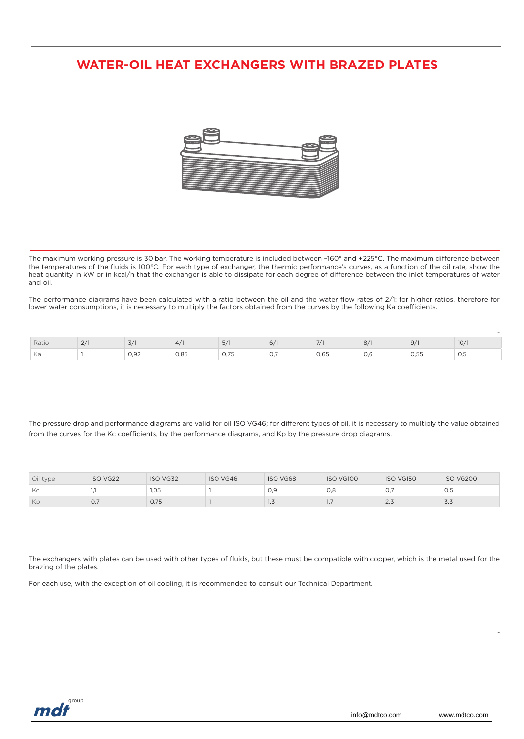# WATER-OIL HEAT EXCHANGERS WITH BRAZED PLATES

The maximum working pressure is 30 bar. The working temperature is included between –160° and +225°C. The maximum difference between the temperatures of the fluids is 100°C. For each type of exchanger, the thermic performance's curves, as a function of the oil rate, show the heat quantity in kW or in kcal/h that the exchanger is able to dissipate for each degree of difference between the inlet temperatures of water and oil.

The performance diagrams have been calculated with a ratio between the oil and the water flow rates of 2/1; for higher ratios, therefore for lower water consumptions, it is necessary to multiply the factors obtained from the curves by the following Ka coefficients.

| Ratio | 2/1 | 3/1 | 4/1 | 5/1 | 6/1 | 7/1 | 8/1 | 9/1 | 10/1 |
|---|---|---|---|---|---|---|---|---|---|
| Ka | 1 | 0,92 | 0,85 | 0,75 | 0,7 | 0,65 | 0,6 | 0,55 | 0,5 |

The pressure drop and performance diagrams are valid for oil ISO VG46; for different types of oil, it is necessary to multiply the value obtained from the curves for the Kc coefficients, by the performance diagrams, and Kp by the pressure drop diagrams.

| Oil type | ISO VG22 | ISO VG32 | ISO VG46 | ISO VG68 | ISO VG100 | ISO VG150 | ISO VG200 |
|---|---|---|---|---|---|---|---|
| Kc | 1,1 | 1,05 | 1 | 0,9 | 0,8 | 0,7 | 0,5 |
| Kp | 0,7 | 0,75 | 1 | 1,3 | 1,7 | 2,3 | 3,3 |

The exchangers with plates can be used with other types of fluids, but these must be compatible with copper, which is the metal used for the brazing of the plates.

For each use, with the exception of oil cooling, it is recommended to consult our Technical Department.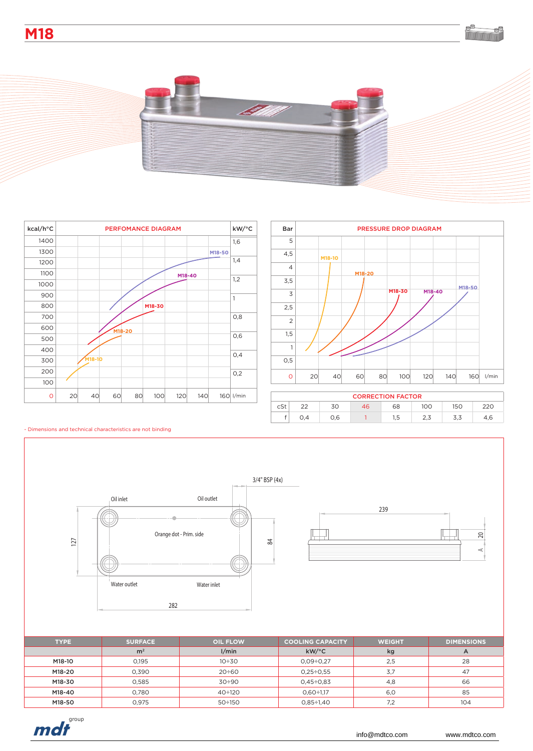# M18

PERFOMANCE DIAGRAM

PRESSURE DROP DIAGRAM

CORRECTION FACTOR

| cSt | 22 | 30 | 46 | 68 | 100 | 150 | 220 |
|---|---|---|---|---|---|---|---|
| f | 0,4 | 0,6 | 1 | 1,5 | 2,3 | 3,3 | 4,6 |

- Dimensions and technical characteristics are not binding

3/4" BSP (4x)

Oil inlet — Oil outlet — Orange dot - Prim. side — Water outlet — Water inlet

127 — 84 — 282 — 239 — 20 — A

| TYPE | SURFACE | OIL FLOW | COOLING CAPACITY | WEIGHT | DIMENSIONS |
|---|---|---|---|---|---|
| | m² | l/min | kW/°C | kg | A |
| M18-10 | 0,195 | 10÷30 | 0,09÷0,27 | 2,5 | 28 |
| M18-20 | 0,390 | 20÷60 | 0,25÷0,55 | 3,7 | 47 |
| M18-30 | 0,585 | 30÷90 | 0,45÷0,83 | 4,8 | 66 |
| M18-40 | 0,780 | 40÷120 | 0,60÷1,17 | 6,0 | 85 |
| M18-50 | 0,975 | 50÷150 | 0,85÷1,40 | 7,2 | 104 |

mdt group

info@mdtco.com www.mdtco.com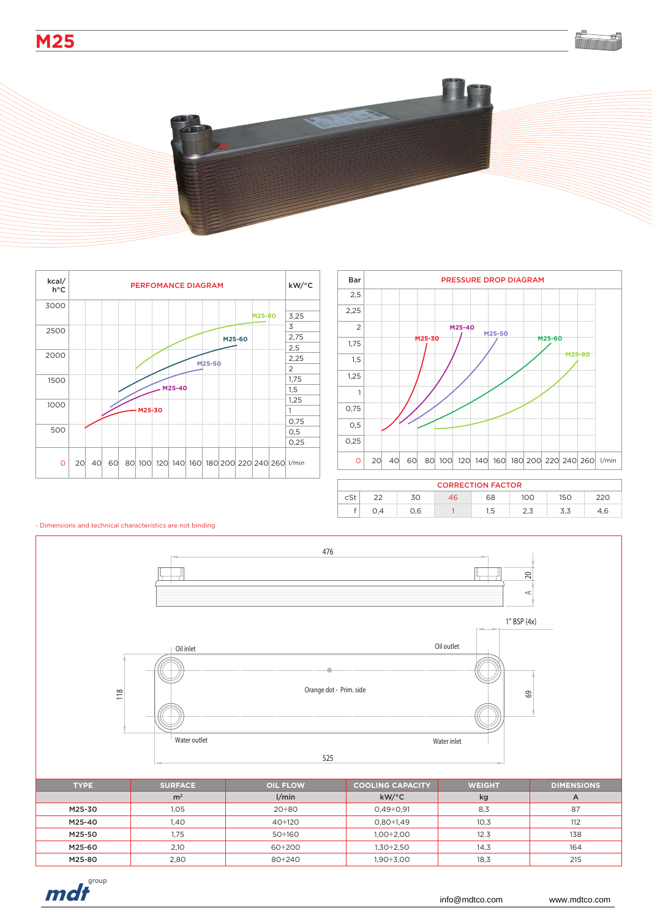# M25

PERFOMANCE DIAGRAM

PRESSURE DROP DIAGRAM

| CORRECTION FACTOR | | | | | | | |
|---|---|---|---|---|---|---|---|
| cSt | 22 | 30 | 46 | 68 | 100 | 150 | 220 |
| f | 0,4 | 0,6 | 1 | 1,5 | 2,3 | 3,3 | 4,6 |

- Dimensions and technical characteristics are not binding

476

20

A

1" BSP (4x)

Oil inlet

Oil outlet

118

Orange dot - Prim. side

69

Water outlet

Water inlet

525

| TYPE | SURFACE | OIL FLOW | COOLING CAPACITY | WEIGHT | DIMENSIONS |
|---|---|---|---|---|---|
| | m² | l/min | kW/°C | kg | A |
| M25-30 | 1,05 | 20÷80 | 0,49÷0,91 | 8,3 | 87 |
| M25-40 | 1,40 | 40÷120 | 0,80÷1,49 | 10,3 | 112 |
| M25-50 | 1,75 | 50÷160 | 1,00÷2,00 | 12.3 | 138 |
| M25-60 | 2,10 | 60÷200 | 1,30÷2,50 | 14,3 | 164 |
| M25-80 | 2,80 | 80÷240 | 1,90÷3,00 | 18,3 | 215 |

mdt group

info@mdtco.com www.mdtco.com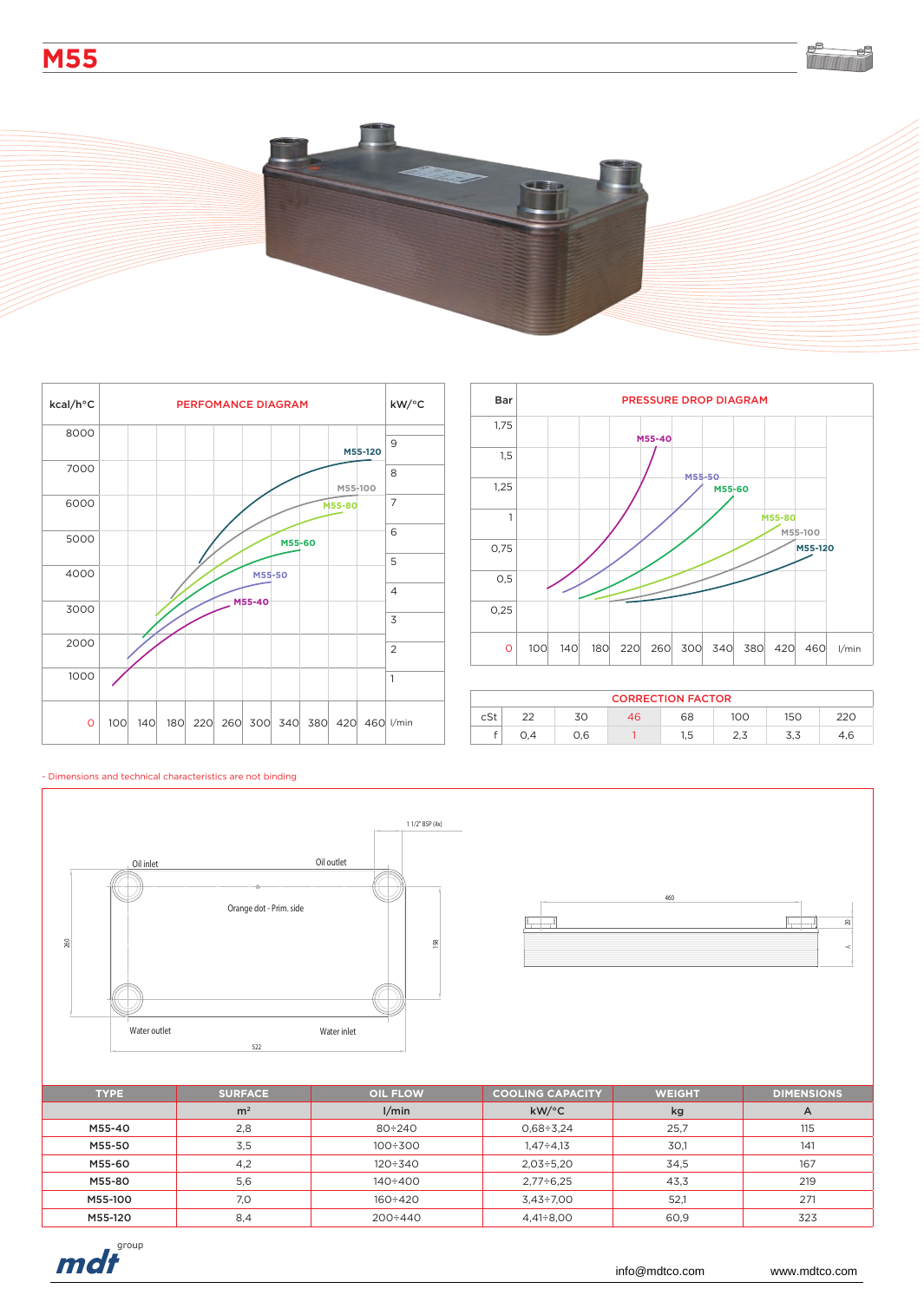# M55

PERFOMANCE DIAGRAM

kcal/h°C

8000
7000
6000
5000
4000
3000
2000
1000
0

kW/°C

9
8
7
6
5
4
3
2
1

100 140 180 220 260 300 340 380 420 460 l/min

M55-120
M55-100
M55-80
M55-60
M55-50
M55-40

PRESSURE DROP DIAGRAM

Bar

1,75
1,5
1,25
1
0,75
0,5
0,25
0

100 140 180 220 260 300 340 380 420 460 l/min

M55-40
M55-50
M55-60
M55-80
M55-100
M55-120

| CORRECTION FACTOR | | | | | | | |
|---|---|---|---|---|---|---|---|
| cSt | 22 | 30 | 46 | 68 | 100 | 150 | 220 |
| f | 0,4 | 0,6 | 1 | 1,5 | 2,3 | 3,3 | 4,6 |

- Dimensions and technical characteristics are not binding

1 1/2" BSP (4x)

Oil inlet

Oil outlet

Orange dot - Prim. side

Water outlet

Water inlet

260

198

522

460

20

A

| TYPE | SURFACE | OIL FLOW | COOLING CAPACITY | WEIGHT | DIMENSIONS |
|---|---|---|---|---|---|
| | m² | l/min | kW/°C | kg | A |
| M55-40 | 2,8 | 80÷240 | 0,68÷3,24 | 25,7 | 115 |
| M55-50 | 3,5 | 100÷300 | 1,47÷4,13 | 30,1 | 141 |
| M55-60 | 4,2 | 120÷340 | 2,03÷5,20 | 34,5 | 167 |
| M55-80 | 5,6 | 140÷400 | 2,77÷6,25 | 43,3 | 219 |
| M55-100 | 7,0 | 160÷420 | 3,43÷7,00 | 52,1 | 271 |
| M55-120 | 8,4 | 200÷440 | 4,41÷8,00 | 60,9 | 323 |

mdt group

info@mdtco.com

www.mdtco.com